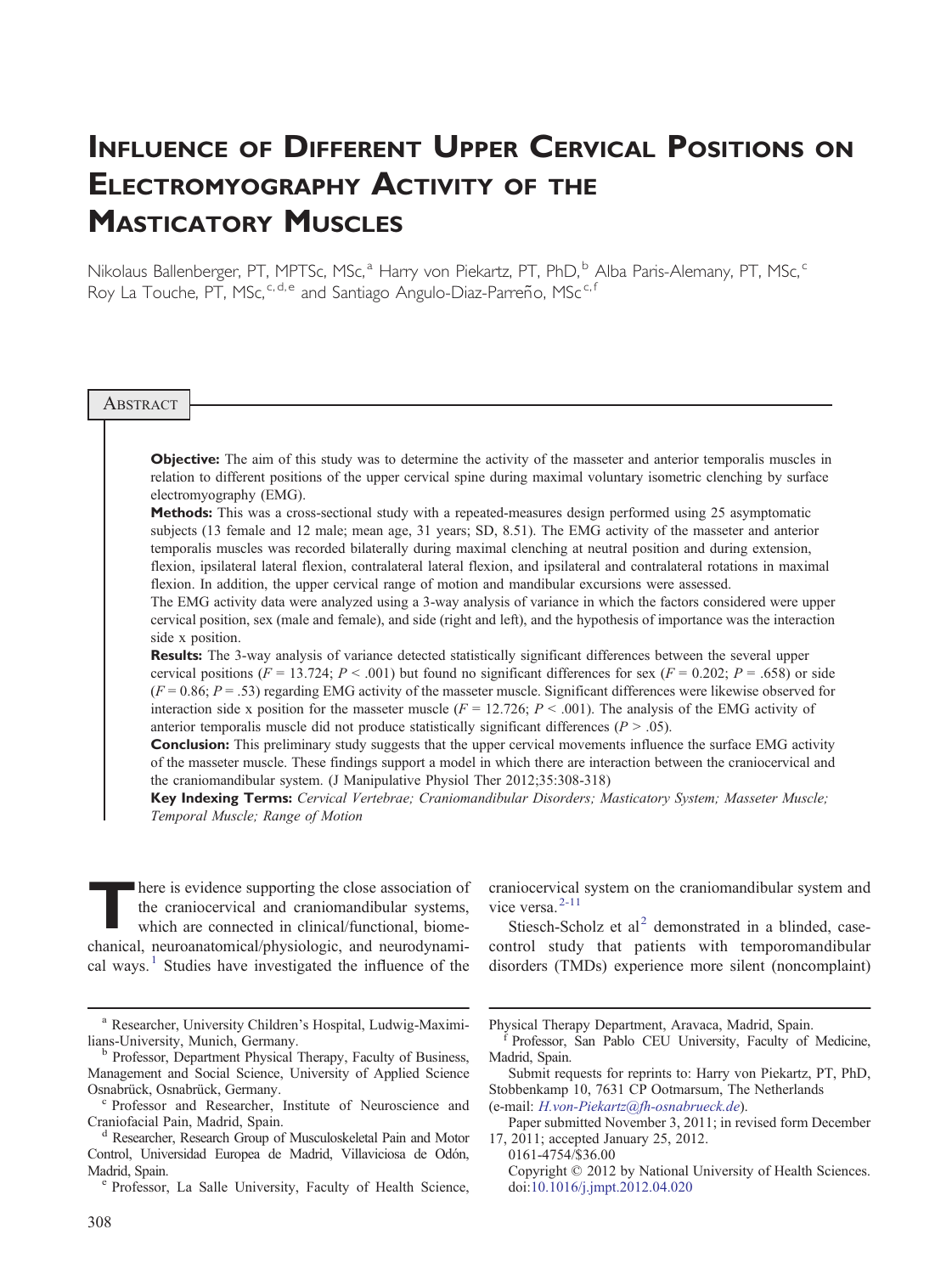# Influence of Different Upper Cervical Positions on Electromyography Activity of the Masticatory Muscles

Nikolaus Ballenberger, PT, MPTSc, MSc,[a] Harry von Piekartz, PT, PhD,[b] Alba Paris-Alemany, PT, MSc,[c] Roy La Touche, PT, MSc,[c,d,e] and Santiago Angulo-Diaz-Parreño, MSc[c,f]

## Abstract

**Objective:** The aim of this study was to determine the activity of the masseter and anterior temporalis muscles in relation to different positions of the upper cervical spine during maximal voluntary isometric clenching by surface electromyography (EMG).

**Methods:** This was a cross-sectional study with a repeated-measures design performed using 25 asymptomatic subjects (13 female and 12 male; mean age, 31 years; SD, 8.51). The EMG activity of the masseter and anterior temporalis muscles was recorded bilaterally during maximal clenching at neutral position and during extension, flexion, ipsilateral lateral flexion, contralateral lateral flexion, and ipsilateral and contralateral rotations in maximal flexion. In addition, the upper cervical range of motion and mandibular excursions were assessed.

The EMG activity data were analyzed using a 3-way analysis of variance in which the factors considered were upper cervical position, sex (male and female), and side (right and left), and the hypothesis of importance was the interaction side x position.

**Results:** The 3-way analysis of variance detected statistically significant differences between the several upper cervical positions ($F = 13.724$; $P < .001$) but found no significant differences for sex ($F = 0.202$; $P = .658$) or side ($F = 0.86$; $P = .53$) regarding EMG activity of the masseter muscle. Significant differences were likewise observed for interaction side x position for the masseter muscle ($F = 12.726$; $P < .001$). The analysis of the EMG activity of anterior temporalis muscle did not produce statistically significant differences ($P > .05$).

**Conclusion:** This preliminary study suggests that the upper cervical movements influence the surface EMG activity of the masseter muscle. These findings support a model in which there are interaction between the craniocervical and the craniomandibular system. (J Manipulative Physiol Ther 2012;35:308-318)

**Key Indexing Terms:** *Cervical Vertebrae; Craniomandibular Disorders; Masticatory System; Masseter Muscle; Temporal Muscle; Range of Motion*

There is evidence supporting the close association of the craniocervical and craniomandibular systems, which are connected in clinical/functional, biomechanical, neuroanatomical/physiologic, and neurodynamical ways.[1] Studies have investigated the influence of the craniocervical system on the craniomandibular system and vice versa.[2-11]

Stiesch-Scholz et al[2] demonstrated in a blinded, case-control study that patients with temporomandibular disorders (TMDs) experience more silent (noncomplaint)

---

[a] Researcher, University Children's Hospital, Ludwig-Maximilians-University, Munich, Germany.

[b] Professor, Department Physical Therapy, Faculty of Business, Management and Social Science, University of Applied Science Osnabrück, Osnabrück, Germany.

[c] Professor and Researcher, Institute of Neuroscience and Craniofacial Pain, Madrid, Spain.

[d] Researcher, Research Group of Musculoskeletal Pain and Motor Control, Universidad Europea de Madrid, Villaviciosa de Odón, Madrid, Spain.

[e] Professor, La Salle University, Faculty of Health Science, Physical Therapy Department, Aravaca, Madrid, Spain.

[f] Professor, San Pablo CEU University, Faculty of Medicine, Madrid, Spain.

Submit requests for reprints to: Harry von Piekartz, PT, PhD, Stobbenkamp 10, 7631 CP Ootmarsum, The Netherlands (e-mail: *H.von-Piekartz@fh-osnabrueck.de*).

Paper submitted November 3, 2011; in revised form December 17, 2011; accepted January 25, 2012.

0161-4754/$36.00

Copyright © 2012 by National University of Health Sciences.

doi:10.1016/j.jmpt.2012.04.020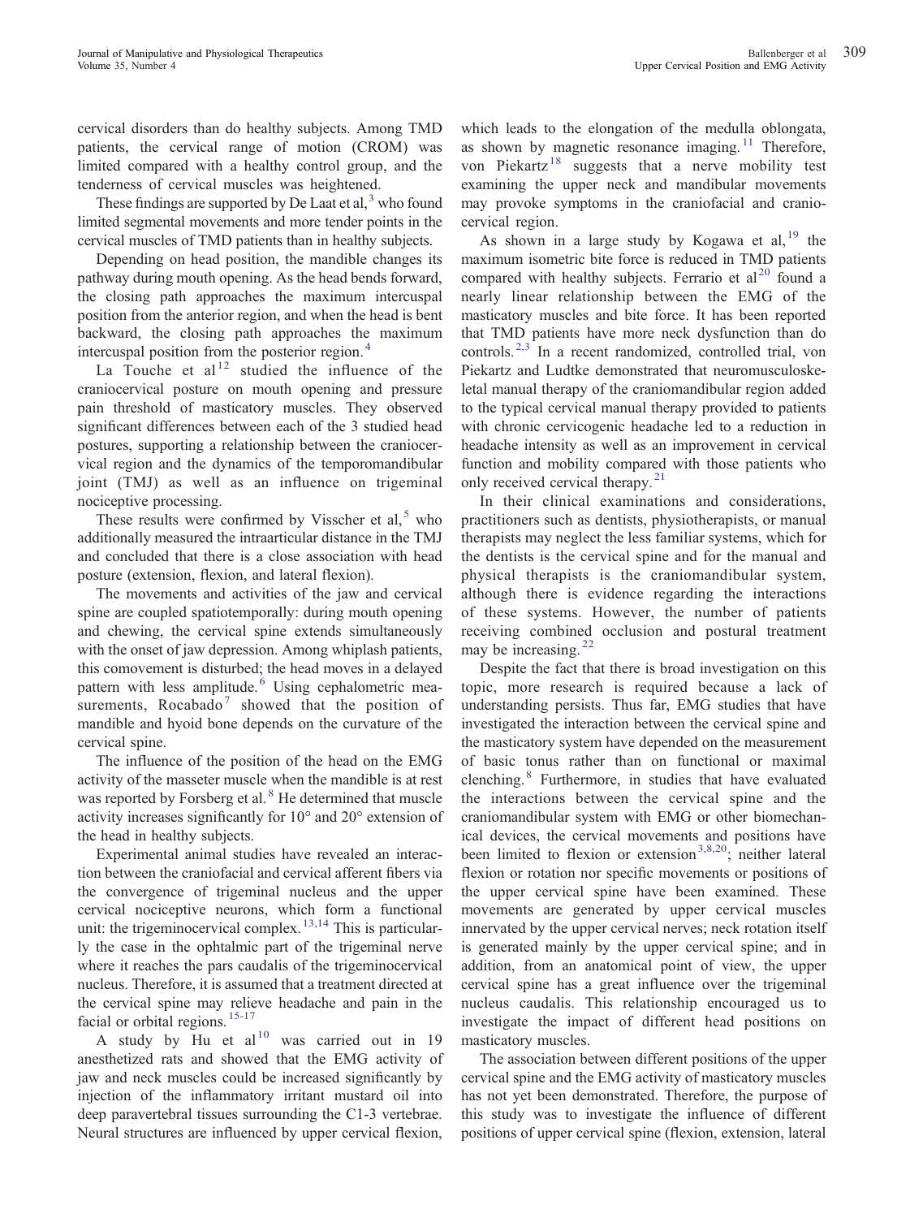cervical disorders than do healthy subjects. Among TMD patients, the cervical range of motion (CROM) was limited compared with a healthy control group, and the tenderness of cervical muscles was heightened.

These findings are supported by De Laat et al,[3] who found limited segmental movements and more tender points in the cervical muscles of TMD patients than in healthy subjects.

Depending on head position, the mandible changes its pathway during mouth opening. As the head bends forward, the closing path approaches the maximum intercuspal position from the anterior region, and when the head is bent backward, the closing path approaches the maximum intercuspal position from the posterior region.[4]

La Touche et al[12] studied the influence of the craniocervical posture on mouth opening and pressure pain threshold of masticatory muscles. They observed significant differences between each of the 3 studied head postures, supporting a relationship between the craniocervical region and the dynamics of the temporomandibular joint (TMJ) as well as an influence on trigeminal nociceptive processing.

These results were confirmed by Visscher et al,[5] who additionally measured the intraarticular distance in the TMJ and concluded that there is a close association with head posture (extension, flexion, and lateral flexion).

The movements and activities of the jaw and cervical spine are coupled spatiotemporally: during mouth opening and chewing, the cervical spine extends simultaneously with the onset of jaw depression. Among whiplash patients, this comovement is disturbed; the head moves in a delayed pattern with less amplitude.[6] Using cephalometric measurements, Rocabado[7] showed that the position of mandible and hyoid bone depends on the curvature of the cervical spine.

The influence of the position of the head on the EMG activity of the masseter muscle when the mandible is at rest was reported by Forsberg et al.[8] He determined that muscle activity increases significantly for 10° and 20° extension of the head in healthy subjects.

Experimental animal studies have revealed an interaction between the craniofacial and cervical afferent fibers via the convergence of trigeminal nucleus and the upper cervical nociceptive neurons, which form a functional unit: the trigeminocervical complex.[13,14] This is particularly the case in the ophtalmic part of the trigeminal nerve where it reaches the pars caudalis of the trigeminocervical nucleus. Therefore, it is assumed that a treatment directed at the cervical spine may relieve headache and pain in the facial or orbital regions.[15-17]

A study by Hu et al[10] was carried out in 19 anesthetized rats and showed that the EMG activity of jaw and neck muscles could be increased significantly by injection of the inflammatory irritant mustard oil into deep paravertebral tissues surrounding the C1-3 vertebrae. Neural structures are influenced by upper cervical flexion, which leads to the elongation of the medulla oblongata, as shown by magnetic resonance imaging.[11] Therefore, von Piekartz[18] suggests that a nerve mobility test examining the upper neck and mandibular movements may provoke symptoms in the craniofacial and craniocervical region.

As shown in a large study by Kogawa et al,[19] the maximum isometric bite force is reduced in TMD patients compared with healthy subjects. Ferrario et al[20] found a nearly linear relationship between the EMG of the masticatory muscles and bite force. It has been reported that TMD patients have more neck dysfunction than do controls.[2,3] In a recent randomized, controlled trial, von Piekartz and Ludtke demonstrated that neuromusculoskeletal manual therapy of the craniomandibular region added to the typical cervical manual therapy provided to patients with chronic cervicogenic headache led to a reduction in headache intensity as well as an improvement in cervical function and mobility compared with those patients who only received cervical therapy.[21]

In their clinical examinations and considerations, practitioners such as dentists, physiotherapists, or manual therapists may neglect the less familiar systems, which for the dentists is the cervical spine and for the manual and physical therapists is the craniomandibular system, although there is evidence regarding the interactions of these systems. However, the number of patients receiving combined occlusion and postural treatment may be increasing.[22]

Despite the fact that there is broad investigation on this topic, more research is required because a lack of understanding persists. Thus far, EMG studies that have investigated the interaction between the cervical spine and the masticatory system have depended on the measurement of basic tonus rather than on functional or maximal clenching.[8] Furthermore, in studies that have evaluated the interactions between the cervical spine and the craniomandibular system with EMG or other biomechanical devices, the cervical movements and positions have been limited to flexion or extension[3,8,20]; neither lateral flexion or rotation nor specific movements or positions of the upper cervical spine have been examined. These movements are generated by upper cervical muscles innervated by the upper cervical nerves; neck rotation itself is generated mainly by the upper cervical spine; and in addition, from an anatomical point of view, the upper cervical spine has a great influence over the trigeminal nucleus caudalis. This relationship encouraged us to investigate the impact of different head positions on masticatory muscles.

The association between different positions of the upper cervical spine and the EMG activity of masticatory muscles has not yet been demonstrated. Therefore, the purpose of this study was to investigate the influence of different positions of upper cervical spine (flexion, extension, lateral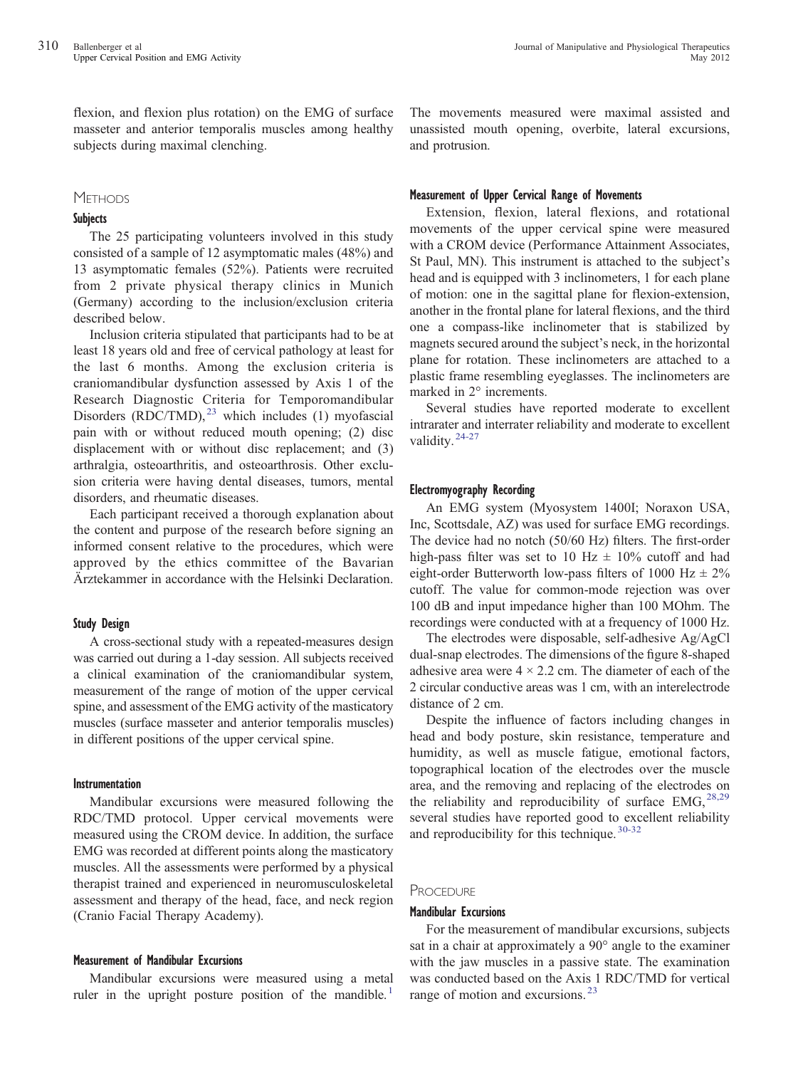flexion, and flexion plus rotation) on the EMG of surface masseter and anterior temporalis muscles among healthy subjects during maximal clenching.

## Methods

### Subjects

The 25 participating volunteers involved in this study consisted of a sample of 12 asymptomatic males (48%) and 13 asymptomatic females (52%). Patients were recruited from 2 private physical therapy clinics in Munich (Germany) according to the inclusion/exclusion criteria described below.

Inclusion criteria stipulated that participants had to be at least 18 years old and free of cervical pathology at least for the last 6 months. Among the exclusion criteria is craniomandibular dysfunction assessed by Axis 1 of the Research Diagnostic Criteria for Temporomandibular Disorders (RDC/TMD),[23] which includes (1) myofascial pain with or without reduced mouth opening; (2) disc displacement with or without disc replacement; and (3) arthralgia, osteoarthritis, and osteoarthrosis. Other exclusion criteria were having dental diseases, tumors, mental disorders, and rheumatic diseases.

Each participant received a thorough explanation about the content and purpose of the research before signing an informed consent relative to the procedures, which were approved by the ethics committee of the Bavarian Ärztekammer in accordance with the Helsinki Declaration.

### Study Design

A cross-sectional study with a repeated-measures design was carried out during a 1-day session. All subjects received a clinical examination of the craniomandibular system, measurement of the range of motion of the upper cervical spine, and assessment of the EMG activity of the masticatory muscles (surface masseter and anterior temporalis muscles) in different positions of the upper cervical spine.

### Instrumentation

Mandibular excursions were measured following the RDC/TMD protocol. Upper cervical movements were measured using the CROM device. In addition, the surface EMG was recorded at different points along the masticatory muscles. All the assessments were performed by a physical therapist trained and experienced in neuromusculoskeletal assessment and therapy of the head, face, and neck region (Cranio Facial Therapy Academy).

#### Measurement of Mandibular Excursions

Mandibular excursions were measured using a metal ruler in the upright posture position of the mandible.[1] The movements measured were maximal assisted and unassisted mouth opening, overbite, lateral excursions, and protrusion.

#### Measurement of Upper Cervical Range of Movements

Extension, flexion, lateral flexions, and rotational movements of the upper cervical spine were measured with a CROM device (Performance Attainment Associates, St Paul, MN). This instrument is attached to the subject's head and is equipped with 3 inclinometers, 1 for each plane of motion: one in the sagittal plane for flexion-extension, another in the frontal plane for lateral flexions, and the third one a compass-like inclinometer that is stabilized by magnets secured around the subject's neck, in the horizontal plane for rotation. These inclinometers are attached to a plastic frame resembling eyeglasses. The inclinometers are marked in 2° increments.

Several studies have reported moderate to excellent intrarater and interrater reliability and moderate to excellent validity.[24-27]

#### Electromyography Recording

An EMG system (Myosystem 1400I; Noraxon USA, Inc, Scottsdale, AZ) was used for surface EMG recordings. The device had no notch (50/60 Hz) filters. The first-order high-pass filter was set to 10 Hz ± 10% cutoff and had eight-order Butterworth low-pass filters of 1000 Hz ± 2% cutoff. The value for common-mode rejection was over 100 dB and input impedance higher than 100 MOhm. The recordings were conducted with at a frequency of 1000 Hz.

The electrodes were disposable, self-adhesive Ag/AgCl dual-snap electrodes. The dimensions of the figure 8-shaped adhesive area were 4 × 2.2 cm. The diameter of each of the 2 circular conductive areas was 1 cm, with an interelectrode distance of 2 cm.

Despite the influence of factors including changes in head and body posture, skin resistance, temperature and humidity, as well as muscle fatigue, emotional factors, topographical location of the electrodes over the muscle area, and the removing and replacing of the electrodes on the reliability and reproducibility of surface EMG,[28,29] several studies have reported good to excellent reliability and reproducibility for this technique.[30-32]

## Procedure

### Mandibular Excursions

For the measurement of mandibular excursions, subjects sat in a chair at approximately a 90° angle to the examiner with the jaw muscles in a passive state. The examination was conducted based on the Axis 1 RDC/TMD for vertical range of motion and excursions.[23]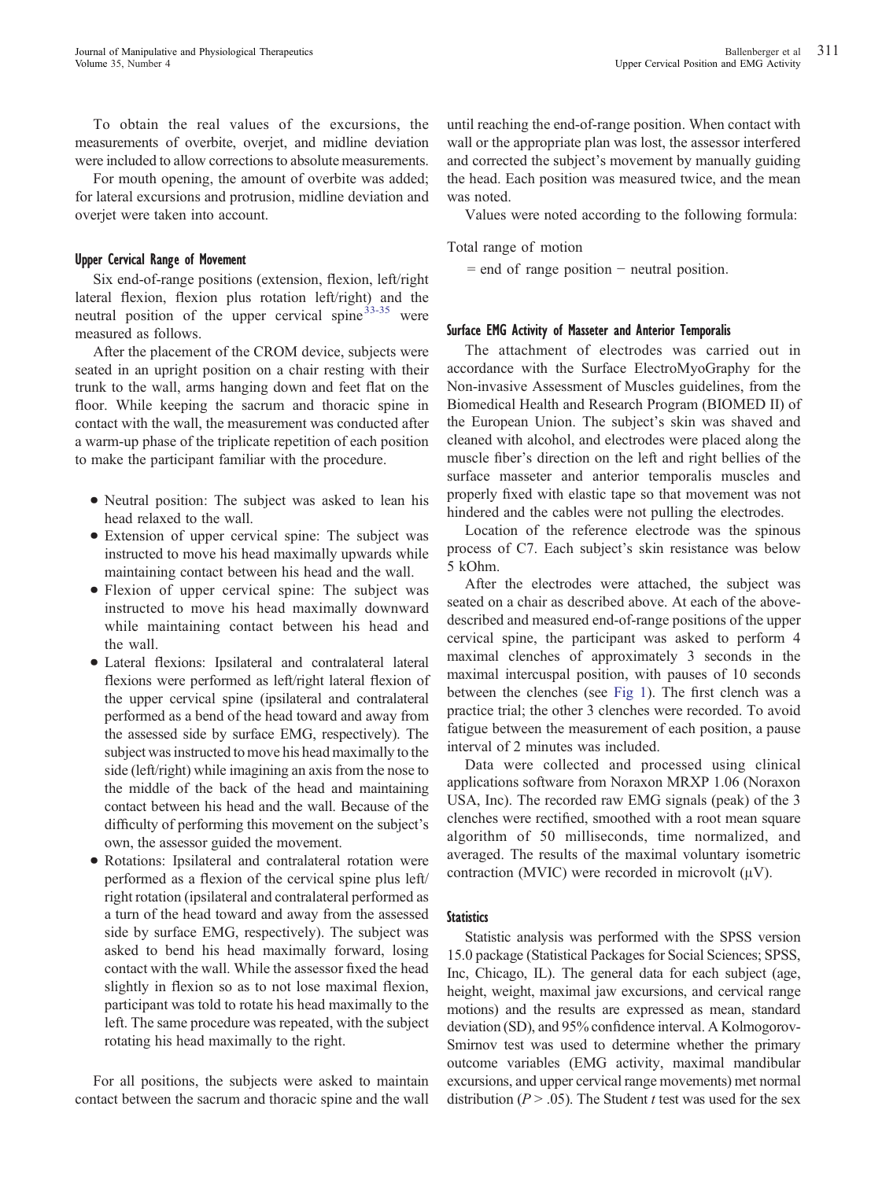To obtain the real values of the excursions, the measurements of overbite, overjet, and midline deviation were included to allow corrections to absolute measurements.

For mouth opening, the amount of overbite was added; for lateral excursions and protrusion, midline deviation and overjet were taken into account.

### Upper Cervical Range of Movement

Six end-of-range positions (extension, flexion, left/right lateral flexion, flexion plus rotation left/right) and the neutral position of the upper cervical spine[33-35] were measured as follows.

After the placement of the CROM device, subjects were seated in an upright position on a chair resting with their trunk to the wall, arms hanging down and feet flat on the floor. While keeping the sacrum and thoracic spine in contact with the wall, the measurement was conducted after a warm-up phase of the triplicate repetition of each position to make the participant familiar with the procedure.

- Neutral position: The subject was asked to lean his head relaxed to the wall.
- Extension of upper cervical spine: The subject was instructed to move his head maximally upwards while maintaining contact between his head and the wall.
- Flexion of upper cervical spine: The subject was instructed to move his head maximally downward while maintaining contact between his head and the wall.
- Lateral flexions: Ipsilateral and contralateral lateral flexions were performed as left/right lateral flexion of the upper cervical spine (ipsilateral and contralateral performed as a bend of the head toward and away from the assessed side by surface EMG, respectively). The subject was instructed to move his head maximally to the side (left/right) while imagining an axis from the nose to the middle of the back of the head and maintaining contact between his head and the wall. Because of the difficulty of performing this movement on the subject's own, the assessor guided the movement.
- Rotations: Ipsilateral and contralateral rotation were performed as a flexion of the cervical spine plus left/right rotation (ipsilateral and contralateral performed as a turn of the head toward and away from the assessed side by surface EMG, respectively). The subject was asked to bend his head maximally forward, losing contact with the wall. While the assessor fixed the head slightly in flexion so as to not lose maximal flexion, participant was told to rotate his head maximally to the left. The same procedure was repeated, with the subject rotating his head maximally to the right.

For all positions, the subjects were asked to maintain contact between the sacrum and thoracic spine and the wall until reaching the end-of-range position. When contact with wall or the appropriate plan was lost, the assessor interfered and corrected the subject's movement by manually guiding the head. Each position was measured twice, and the mean was noted.

Values were noted according to the following formula:

$$\text{Total range of motion} = \text{end of range position} - \text{neutral position}.$$

### Surface EMG Activity of Masseter and Anterior Temporalis

The attachment of electrodes was carried out in accordance with the Surface ElectroMyoGraphy for the Non-invasive Assessment of Muscles guidelines, from the Biomedical Health and Research Program (BIOMED II) of the European Union. The subject's skin was shaved and cleaned with alcohol, and electrodes were placed along the muscle fiber's direction on the left and right bellies of the surface masseter and anterior temporalis muscles and properly fixed with elastic tape so that movement was not hindered and the cables were not pulling the electrodes.

Location of the reference electrode was the spinous process of C7. Each subject's skin resistance was below 5 kOhm.

After the electrodes were attached, the subject was seated on a chair as described above. At each of the above-described and measured end-of-range positions of the upper cervical spine, the participant was asked to perform 4 maximal clenches of approximately 3 seconds in the maximal intercuspal position, with pauses of 10 seconds between the clenches (see Fig 1). The first clench was a practice trial; the other 3 clenches were recorded. To avoid fatigue between the measurement of each position, a pause interval of 2 minutes was included.

Data were collected and processed using clinical applications software from Noraxon MRXP 1.06 (Noraxon USA, Inc). The recorded raw EMG signals (peak) of the 3 clenches were rectified, smoothed with a root mean square algorithm of 50 milliseconds, time normalized, and averaged. The results of the maximal voluntary isometric contraction (MVIC) were recorded in microvolt (μV).

### Statistics

Statistic analysis was performed with the SPSS version 15.0 package (Statistical Packages for Social Sciences; SPSS, Inc, Chicago, IL). The general data for each subject (age, height, weight, maximal jaw excursions, and cervical range motions) and the results are expressed as mean, standard deviation (SD), and 95% confidence interval. A Kolmogorov-Smirnov test was used to determine whether the primary outcome variables (EMG activity, maximal mandibular excursions, and upper cervical range movements) met normal distribution ($P > .05$). The Student $t$ test was used for the sex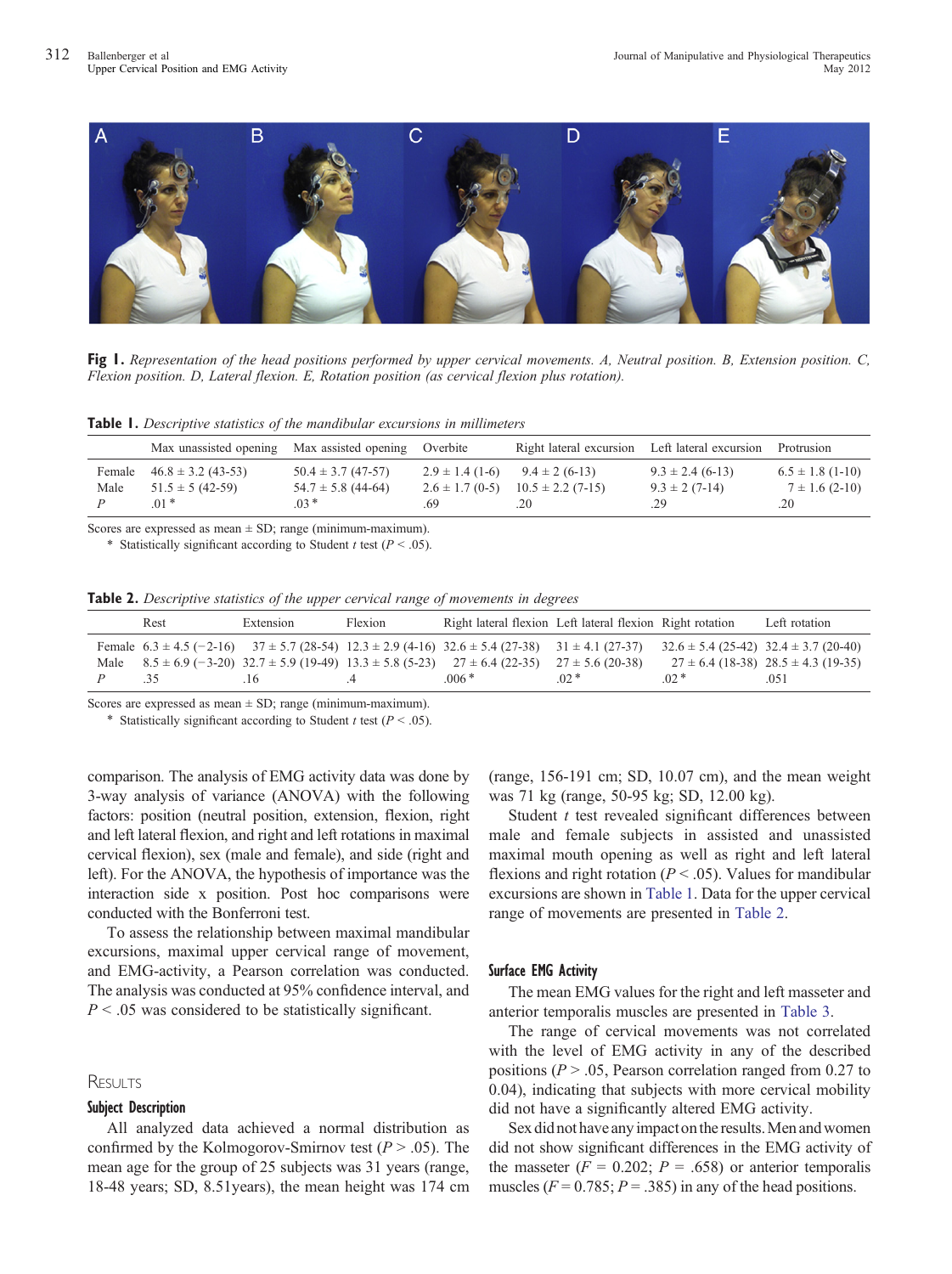**Fig 1.** *Representation of the head positions performed by upper cervical movements. A, Neutral position. B, Extension position. C, Flexion position. D, Lateral flexion. E, Rotation position (as cervical flexion plus rotation).*

**Table 1.** *Descriptive statistics of the mandibular excursions in millimeters*

| | Max unassisted opening | Max assisted opening | Overbite | Right lateral excursion | Left lateral excursion | Protrusion |
|---|---|---|---|---|---|---|
| Female | 46.8 ± 3.2 (43-53) | 50.4 ± 3.7 (47-57) | 2.9 ± 1.4 (1-6) | 9.4 ± 2 (6-13) | 9.3 ± 2.4 (6-13) | 6.5 ± 1.8 (1-10) |
| Male | 51.5 ± 5 (42-59) | 54.7 ± 5.8 (44-64) | 2.6 ± 1.7 (0-5) | 10.5 ± 2.2 (7-15) | 9.3 ± 2 (7-14) | 7 ± 1.6 (2-10) |
| *P* | .01 * | .03 * | .69 | .20 | .29 | .20 |

Scores are expressed as mean ± SD; range (minimum-maximum).

\* Statistically significant according to Student *t* test ($P < .05$).

**Table 2.** *Descriptive statistics of the upper cervical range of movements in degrees*

| | Rest | Extension | Flexion | Right lateral flexion | Left lateral flexion | Right rotation | Left rotation |
|---|---|---|---|---|---|---|---|
| Female | 6.3 ± 4.5 (−2-16) | 37 ± 5.7 (28-54) | 12.3 ± 2.9 (4-16) | 32.6 ± 5.4 (27-38) | 31 ± 4.1 (27-37) | 32.6 ± 5.4 (25-42) | 32.4 ± 3.7 (20-40) |
| Male | 8.5 ± 6.9 (−3-20) | 32.7 ± 5.9 (19-49) | 13.3 ± 5.8 (5-23) | 27 ± 6.4 (22-35) | 27 ± 5.6 (20-38) | 27 ± 6.4 (18-38) | 28.5 ± 4.3 (19-35) |
| *P* | .35 | .16 | .4 | .006 * | .02 * | .02 * | .051 |

Scores are expressed as mean ± SD; range (minimum-maximum).

\* Statistically significant according to Student *t* test ($P < .05$).

comparison. The analysis of EMG activity data was done by 3-way analysis of variance (ANOVA) with the following factors: position (neutral position, extension, flexion, right and left lateral flexion, and right and left rotations in maximal cervical flexion), sex (male and female), and side (right and left). For the ANOVA, the hypothesis of importance was the interaction side x position. Post hoc comparisons were conducted with the Bonferroni test.

To assess the relationship between maximal mandibular excursions, maximal upper cervical range of movement, and EMG-activity, a Pearson correlation was conducted. The analysis was conducted at 95% confidence interval, and $P < .05$ was considered to be statistically significant.

## Results

### Subject Description

All analyzed data achieved a normal distribution as confirmed by the Kolmogorov-Smirnov test ($P > .05$). The mean age for the group of 25 subjects was 31 years (range, 18-48 years; SD, 8.51years), the mean height was 174 cm (range, 156-191 cm; SD, 10.07 cm), and the mean weight was 71 kg (range, 50-95 kg; SD, 12.00 kg).

Student *t* test revealed significant differences between male and female subjects in assisted and unassisted maximal mouth opening as well as right and left lateral flexions and right rotation ($P < .05$). Values for mandibular excursions are shown in Table 1. Data for the upper cervical range of movements are presented in Table 2.

### Surface EMG Activity

The mean EMG values for the right and left masseter and anterior temporalis muscles are presented in Table 3.

The range of cervical movements was not correlated with the level of EMG activity in any of the described positions ($P > .05$, Pearson correlation ranged from 0.27 to 0.04), indicating that subjects with more cervical mobility did not have a significantly altered EMG activity.

Sex did not have any impact on the results. Men and women did not show significant differences in the EMG activity of the masseter ($F = 0.202$; $P = .658$) or anterior temporalis muscles ($F = 0.785$; $P = .385$) in any of the head positions.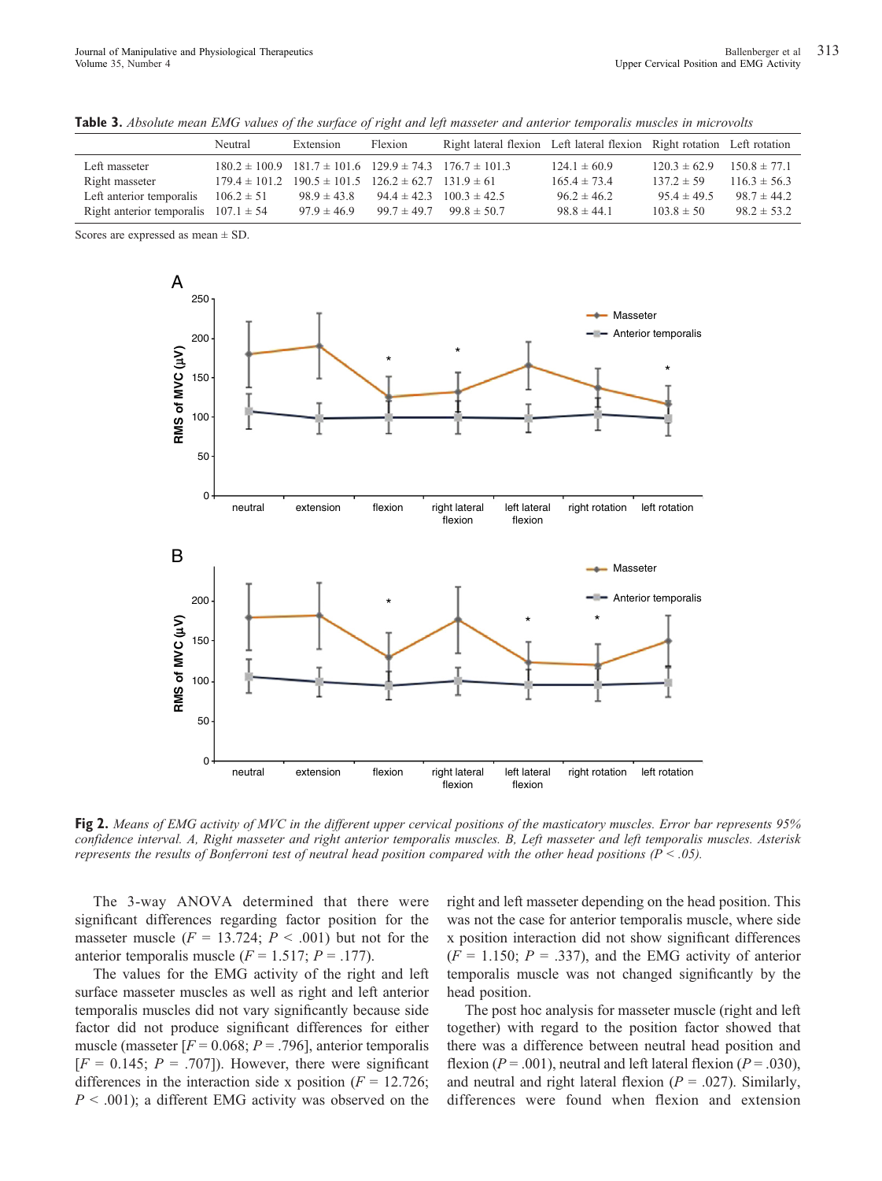**Table 3.** *Absolute mean EMG values of the surface of right and left masseter and anterior temporalis muscles in microvolts*

| | Neutral | Extension | Flexion | Right lateral flexion | Left lateral flexion | Right rotation | Left rotation |
|---|---|---|---|---|---|---|---|
| Left masseter | 180.2 ± 100.9 | 181.7 ± 101.6 | 129.9 ± 74.3 | 176.7 ± 101.3 | 124.1 ± 60.9 | 120.3 ± 62.9 | 150.8 ± 77.1 |
| Right masseter | 179.4 ± 101.2 | 190.5 ± 101.5 | 126.2 ± 62.7 | 131.9 ± 61 | 165.4 ± 73.4 | 137.2 ± 59 | 116.3 ± 56.3 |
| Left anterior temporalis | 106.2 ± 51 | 98.9 ± 43.8 | 94.4 ± 42.3 | 100.3 ± 42.5 | 96.2 ± 46.2 | 95.4 ± 49.5 | 98.7 ± 44.2 |
| Right anterior temporalis | 107.1 ± 54 | 97.9 ± 46.9 | 99.7 ± 49.7 | 99.8 ± 50.7 | 98.8 ± 44.1 | 103.8 ± 50 | 98.2 ± 53.2 |

Scores are expressed as mean ± SD.

**Fig 2.** *Means of EMG activity of MVC in the different upper cervical positions of the masticatory muscles. Error bar represents 95% confidence interval. A, Right masseter and right anterior temporalis muscles. B, Left masseter and left temporalis muscles. Asterisk represents the results of Bonferroni test of neutral head position compared with the other head positions (P < .05).*

The 3-way ANOVA determined that there were significant differences regarding factor position for the masseter muscle ($F$ = 13.724; $P$ < .001) but not for the anterior temporalis muscle ($F$ = 1.517; $P$ = .177).

The values for the EMG activity of the right and left surface masseter muscles as well as right and left anterior temporalis muscles did not vary significantly because side factor did not produce significant differences for either muscle (masseter [$F$ = 0.068; $P$ = .796], anterior temporalis [$F$ = 0.145; $P$ = .707]). However, there were significant differences in the interaction side x position ($F$ = 12.726; $P$ < .001); a different EMG activity was observed on the right and left masseter depending on the head position. This was not the case for anterior temporalis muscle, where side x position interaction did not show significant differences ($F$ = 1.150; $P$ = .337), and the EMG activity of anterior temporalis muscle was not changed significantly by the head position.

The post hoc analysis for masseter muscle (right and left together) with regard to the position factor showed that there was a difference between neutral head position and flexion ($P$ = .001), neutral and left lateral flexion ($P$ = .030), and neutral and right lateral flexion ($P$ = .027). Similarly, differences were found when flexion and extension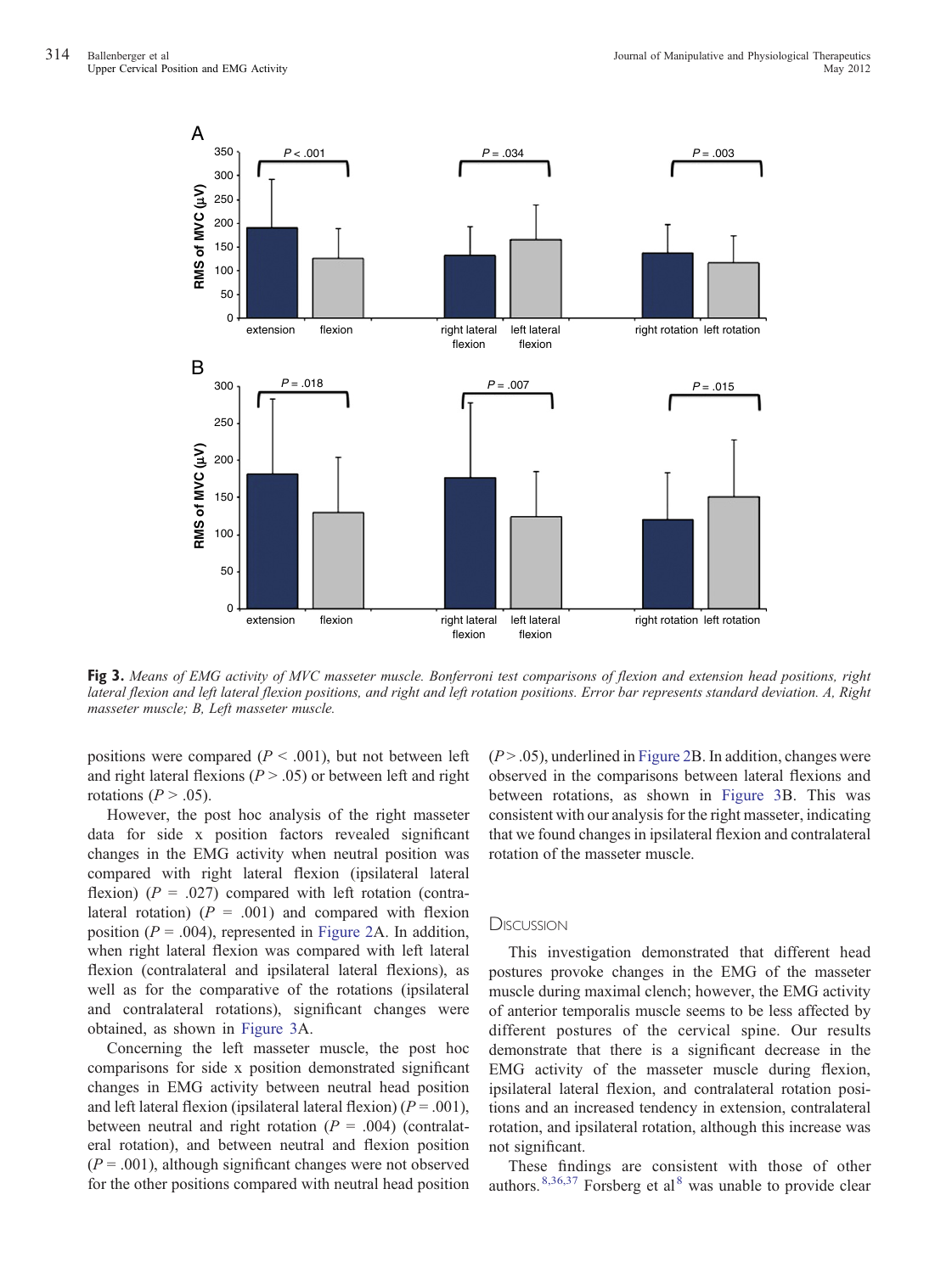**Fig 3.** *Means of EMG activity of MVC masseter muscle. Bonferroni test comparisons of flexion and extension head positions, right lateral flexion and left lateral flexion positions, and right and left rotation positions. Error bar represents standard deviation. A, Right masseter muscle; B, Left masseter muscle.*

positions were compared ($P < .001$), but not between left and right lateral flexions ($P > .05$) or between left and right rotations ($P > .05$).

However, the post hoc analysis of the right masseter data for side x position factors revealed significant changes in the EMG activity when neutral position was compared with right lateral flexion (ipsilateral lateral flexion) ($P = .027$) compared with left rotation (contralateral rotation) ($P = .001$) and compared with flexion position ($P = .004$), represented in Figure 2A. In addition, when right lateral flexion was compared with left lateral flexion (contralateral and ipsilateral lateral flexions), as well as for the comparative of the rotations (ipsilateral and contralateral rotations), significant changes were obtained, as shown in Figure 3A.

Concerning the left masseter muscle, the post hoc comparisons for side x position demonstrated significant changes in EMG activity between neutral head position and left lateral flexion (ipsilateral lateral flexion) ($P = .001$), between neutral and right rotation ($P = .004$) (contralateral rotation), and between neutral and flexion position ($P = .001$), although significant changes were not observed for the other positions compared with neutral head position ($P > .05$), underlined in Figure 2B. In addition, changes were observed in the comparisons between lateral flexions and between rotations, as shown in Figure 3B. This was consistent with our analysis for the right masseter, indicating that we found changes in ipsilateral flexion and contralateral rotation of the masseter muscle.

## Discussion

This investigation demonstrated that different head postures provoke changes in the EMG of the masseter muscle during maximal clench; however, the EMG activity of anterior temporalis muscle seems to be less affected by different postures of the cervical spine. Our results demonstrate that there is a significant decrease in the EMG activity of the masseter muscle during flexion, ipsilateral lateral flexion, and contralateral rotation positions and an increased tendency in extension, contralateral rotation, and ipsilateral rotation, although this increase was not significant.

These findings are consistent with those of other authors.[8,36,37] Forsberg et al[8] was unable to provide clear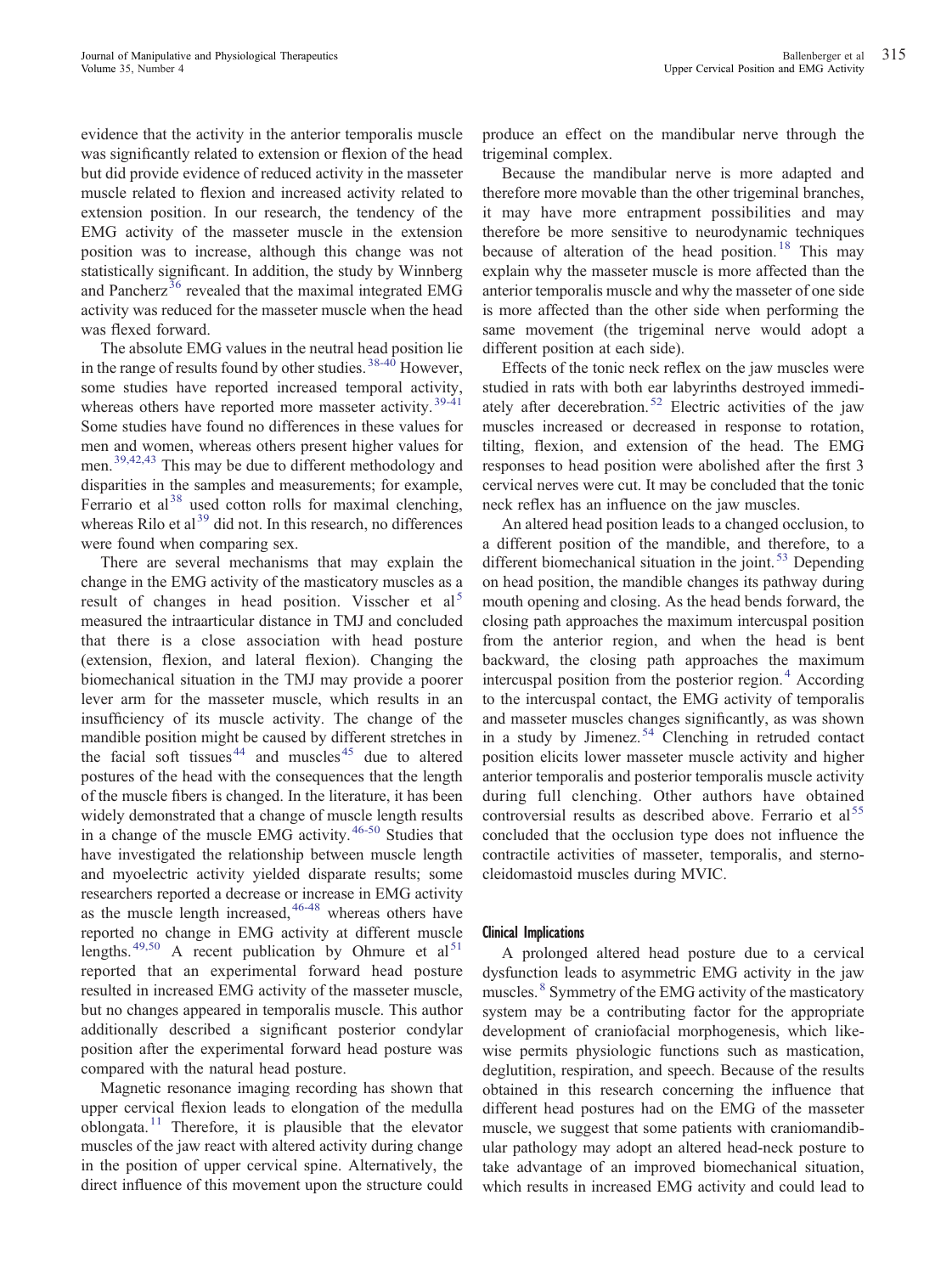evidence that the activity in the anterior temporalis muscle was significantly related to extension or flexion of the head but did provide evidence of reduced activity in the masseter muscle related to flexion and increased activity related to extension position. In our research, the tendency of the EMG activity of the masseter muscle in the extension position was to increase, although this change was not statistically significant. In addition, the study by Winnberg and Pancherz[36] revealed that the maximal integrated EMG activity was reduced for the masseter muscle when the head was flexed forward.

The absolute EMG values in the neutral head position lie in the range of results found by other studies.[38-40] However, some studies have reported increased temporal activity, whereas others have reported more masseter activity.[39-41] Some studies have found no differences in these values for men and women, whereas others present higher values for men.[39,42,43] This may be due to different methodology and disparities in the samples and measurements; for example, Ferrario et al[38] used cotton rolls for maximal clenching, whereas Rilo et al[39] did not. In this research, no differences were found when comparing sex.

There are several mechanisms that may explain the change in the EMG activity of the masticatory muscles as a result of changes in head position. Visscher et al[5] measured the intraarticular distance in TMJ and concluded that there is a close association with head posture (extension, flexion, and lateral flexion). Changing the biomechanical situation in the TMJ may provide a poorer lever arm for the masseter muscle, which results in an insufficiency of its muscle activity. The change of the mandible position might be caused by different stretches in the facial soft tissues[44] and muscles[45] due to altered postures of the head with the consequences that the length of the muscle fibers is changed. In the literature, it has been widely demonstrated that a change of muscle length results in a change of the muscle EMG activity.[46-50] Studies that have investigated the relationship between muscle length and myoelectric activity yielded disparate results; some researchers reported a decrease or increase in EMG activity as the muscle length increased,[46-48] whereas others have reported no change in EMG activity at different muscle lengths.[49,50] A recent publication by Ohmure et al[51] reported that an experimental forward head posture resulted in increased EMG activity of the masseter muscle, but no changes appeared in temporalis muscle. This author additionally described a significant posterior condylar position after the experimental forward head posture was compared with the natural head posture.

Magnetic resonance imaging recording has shown that upper cervical flexion leads to elongation of the medulla oblongata.[11] Therefore, it is plausible that the elevator muscles of the jaw react with altered activity during change in the position of upper cervical spine. Alternatively, the direct influence of this movement upon the structure could produce an effect on the mandibular nerve through the trigeminal complex.

Because the mandibular nerve is more adapted and therefore more movable than the other trigeminal branches, it may have more entrapment possibilities and may therefore be more sensitive to neurodynamic techniques because of alteration of the head position.[18] This may explain why the masseter muscle is more affected than the anterior temporalis muscle and why the masseter of one side is more affected than the other side when performing the same movement (the trigeminal nerve would adopt a different position at each side).

Effects of the tonic neck reflex on the jaw muscles were studied in rats with both ear labyrinths destroyed immediately after decerebration.[52] Electric activities of the jaw muscles increased or decreased in response to rotation, tilting, flexion, and extension of the head. The EMG responses to head position were abolished after the first 3 cervical nerves were cut. It may be concluded that the tonic neck reflex has an influence on the jaw muscles.

An altered head position leads to a changed occlusion, to a different position of the mandible, and therefore, to a different biomechanical situation in the joint.[53] Depending on head position, the mandible changes its pathway during mouth opening and closing. As the head bends forward, the closing path approaches the maximum intercuspal position from the anterior region, and when the head is bent backward, the closing path approaches the maximum intercuspal position from the posterior region.[4] According to the intercuspal contact, the EMG activity of temporalis and masseter muscles changes significantly, as was shown in a study by Jimenez.[54] Clenching in retruded contact position elicits lower masseter muscle activity and higher anterior temporalis and posterior temporalis muscle activity during full clenching. Other authors have obtained controversial results as described above. Ferrario et al[55] concluded that the occlusion type does not influence the contractile activities of masseter, temporalis, and sternocleidomastoid muscles during MVIC.

### Clinical Implications

A prolonged altered head posture due to a cervical dysfunction leads to asymmetric EMG activity in the jaw muscles.[8] Symmetry of the EMG activity of the masticatory system may be a contributing factor for the appropriate development of craniofacial morphogenesis, which likewise permits physiologic functions such as mastication, deglutition, respiration, and speech. Because of the results obtained in this research concerning the influence that different head postures had on the EMG of the masseter muscle, we suggest that some patients with craniomandibular pathology may adopt an altered head-neck posture to take advantage of an improved biomechanical situation, which results in increased EMG activity and could lead to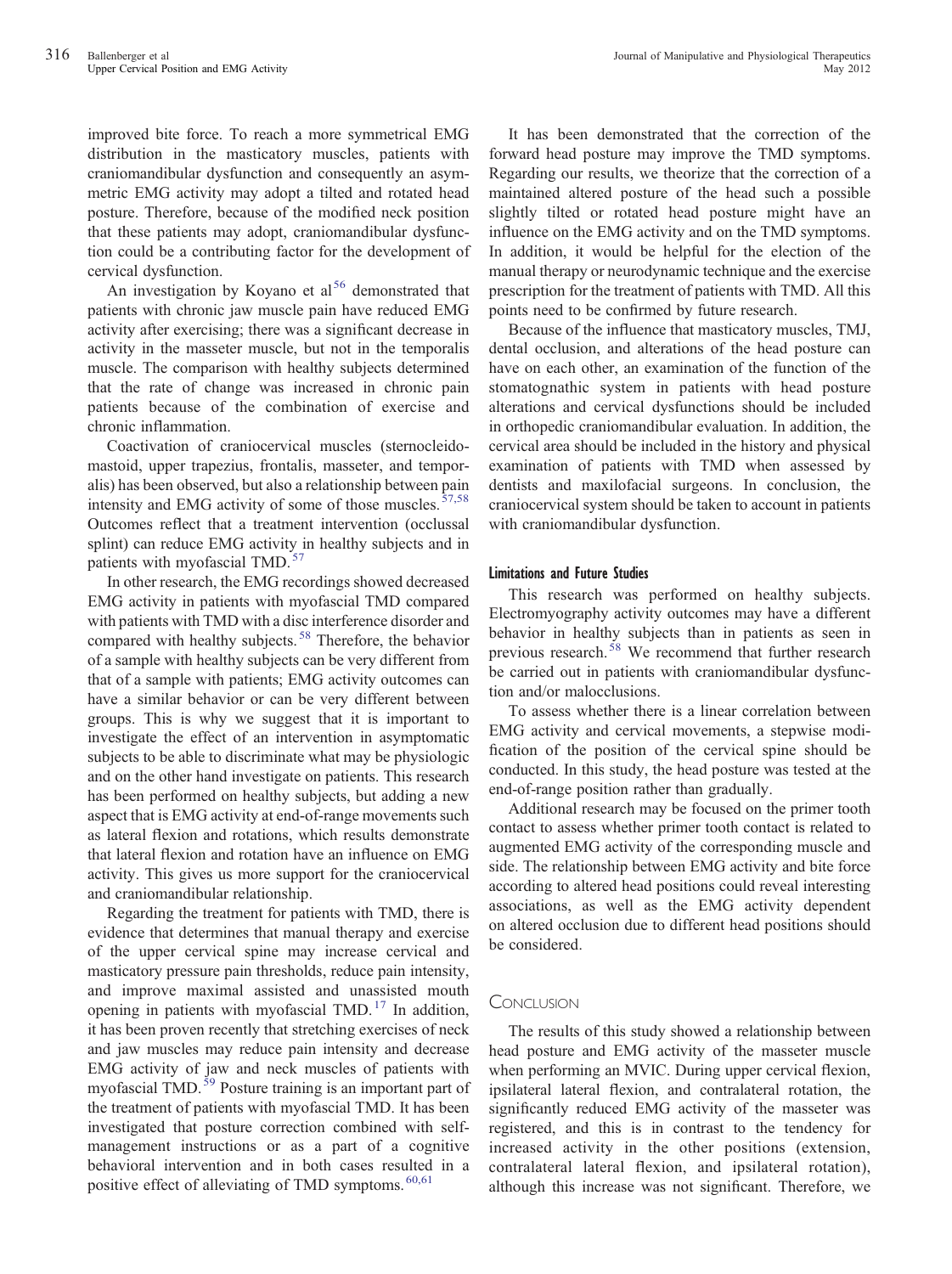improved bite force. To reach a more symmetrical EMG distribution in the masticatory muscles, patients with craniomandibular dysfunction and consequently an asymmetric EMG activity may adopt a tilted and rotated head posture. Therefore, because of the modified neck position that these patients may adopt, craniomandibular dysfunction could be a contributing factor for the development of cervical dysfunction.

An investigation by Koyano et al[56] demonstrated that patients with chronic jaw muscle pain have reduced EMG activity after exercising; there was a significant decrease in activity in the masseter muscle, but not in the temporalis muscle. The comparison with healthy subjects determined that the rate of change was increased in chronic pain patients because of the combination of exercise and chronic inflammation.

Coactivation of craniocervical muscles (sternocleidomastoid, upper trapezius, frontalis, masseter, and temporalis) has been observed, but also a relationship between pain intensity and EMG activity of some of those muscles.[57,58] Outcomes reflect that a treatment intervention (occlussal splint) can reduce EMG activity in healthy subjects and in patients with myofascial TMD.[57]

In other research, the EMG recordings showed decreased EMG activity in patients with myofascial TMD compared with patients with TMD with a disc interference disorder and compared with healthy subjects.[58] Therefore, the behavior of a sample with healthy subjects can be very different from that of a sample with patients; EMG activity outcomes can have a similar behavior or can be very different between groups. This is why we suggest that it is important to investigate the effect of an intervention in asymptomatic subjects to be able to discriminate what may be physiologic and on the other hand investigate on patients. This research has been performed on healthy subjects, but adding a new aspect that is EMG activity at end-of-range movements such as lateral flexion and rotations, which results demonstrate that lateral flexion and rotation have an influence on EMG activity. This gives us more support for the craniocervical and craniomandibular relationship.

Regarding the treatment for patients with TMD, there is evidence that determines that manual therapy and exercise of the upper cervical spine may increase cervical and masticatory pressure pain thresholds, reduce pain intensity, and improve maximal assisted and unassisted mouth opening in patients with myofascial TMD.[17] In addition, it has been proven recently that stretching exercises of neck and jaw muscles may reduce pain intensity and decrease EMG activity of jaw and neck muscles of patients with myofascial TMD.[59] Posture training is an important part of the treatment of patients with myofascial TMD. It has been investigated that posture correction combined with self-management instructions or as a part of a cognitive behavioral intervention and in both cases resulted in a positive effect of alleviating of TMD symptoms.[60,61]

It has been demonstrated that the correction of the forward head posture may improve the TMD symptoms. Regarding our results, we theorize that the correction of a maintained altered posture of the head such a possible slightly tilted or rotated head posture might have an influence on the EMG activity and on the TMD symptoms. In addition, it would be helpful for the election of the manual therapy or neurodynamic technique and the exercise prescription for the treatment of patients with TMD. All this points need to be confirmed by future research.

Because of the influence that masticatory muscles, TMJ, dental occlusion, and alterations of the head posture can have on each other, an examination of the function of the stomatognathic system in patients with head posture alterations and cervical dysfunctions should be included in orthopedic craniomandibular evaluation. In addition, the cervical area should be included in the history and physical examination of patients with TMD when assessed by dentists and maxilofacial surgeons. In conclusion, the craniocervical system should be taken to account in patients with craniomandibular dysfunction.

### Limitations and Future Studies

This research was performed on healthy subjects. Electromyography activity outcomes may have a different behavior in healthy subjects than in patients as seen in previous research.[58] We recommend that further research be carried out in patients with craniomandibular dysfunction and/or malocclusions.

To assess whether there is a linear correlation between EMG activity and cervical movements, a stepwise modification of the position of the cervical spine should be conducted. In this study, the head posture was tested at the end-of-range position rather than gradually.

Additional research may be focused on the primer tooth contact to assess whether primer tooth contact is related to augmented EMG activity of the corresponding muscle and side. The relationship between EMG activity and bite force according to altered head positions could reveal interesting associations, as well as the EMG activity dependent on altered occlusion due to different head positions should be considered.

## Conclusion

The results of this study showed a relationship between head posture and EMG activity of the masseter muscle when performing an MVIC. During upper cervical flexion, ipsilateral lateral flexion, and contralateral rotation, the significantly reduced EMG activity of the masseter was registered, and this is in contrast to the tendency for increased activity in the other positions (extension, contralateral lateral flexion, and ipsilateral rotation), although this increase was not significant. Therefore, we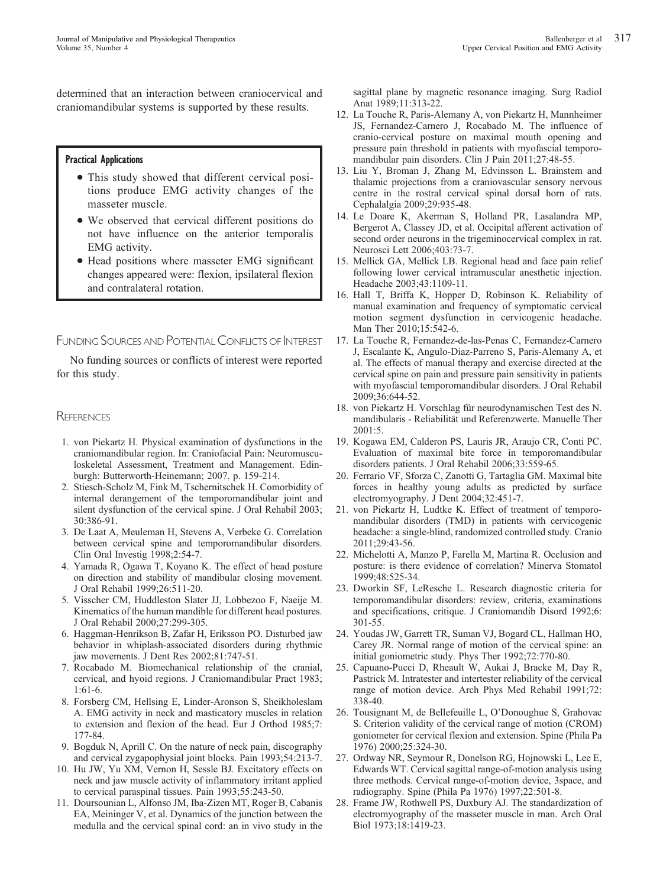determined that an interaction between craniocervical and craniomandibular systems is supported by these results.

## Practical Applications

- This study showed that different cervical positions produce EMG activity changes of the masseter muscle.
- We observed that cervical different positions do not have influence on the anterior temporalis EMG activity.
- Head positions where masseter EMG significant changes appeared were: flexion, ipsilateral flexion and contralateral rotation.

## Funding Sources and Potential Conflicts of Interest

No funding sources or conflicts of interest were reported for this study.

## References

1. von Piekartz H. Physical examination of dysfunctions in the craniomandibular region. In: Craniofacial Pain: Neuromusculoskeletal Assessment, Treatment and Management. Edinburgh: Butterworth-Heinemann; 2007. p. 159-214.
2. Stiesch-Scholz M, Fink M, Tschernitschek H. Comorbidity of internal derangement of the temporomandibular joint and silent dysfunction of the cervical spine. J Oral Rehabil 2003; 30:386-91.
3. De Laat A, Meuleman H, Stevens A, Verbeke G. Correlation between cervical spine and temporomandibular disorders. Clin Oral Investig 1998;2:54-7.
4. Yamada R, Ogawa T, Koyano K. The effect of head posture on direction and stability of mandibular closing movement. J Oral Rehabil 1999;26:511-20.
5. Visscher CM, Huddleston Slater JJ, Lobbezoo F, Naeije M. Kinematics of the human mandible for different head postures. J Oral Rehabil 2000;27:299-305.
6. Haggman-Henrikson B, Zafar H, Eriksson PO. Disturbed jaw behavior in whiplash-associated disorders during rhythmic jaw movements. J Dent Res 2002;81:747-51.
7. Rocabado M. Biomechanical relationship of the cranial, cervical, and hyoid regions. J Craniomandibular Pract 1983; 1:61-6.
8. Forsberg CM, Hellsing E, Linder-Aronson S, Sheikholeslam A. EMG activity in neck and masticatory muscles in relation to extension and flexion of the head. Eur J Orthod 1985;7: 177-84.
9. Bogduk N, Aprill C. On the nature of neck pain, discography and cervical zygapophysial joint blocks. Pain 1993;54:213-7.
10. Hu JW, Yu XM, Vernon H, Sessle BJ. Excitatory effects on neck and jaw muscle activity of inflammatory irritant applied to cervical paraspinal tissues. Pain 1993;55:243-50.
11. Doursounian L, Alfonso JM, Iba-Zizen MT, Roger B, Cabanis EA, Meininger V, et al. Dynamics of the junction between the medulla and the cervical spinal cord: an in vivo study in the sagittal plane by magnetic resonance imaging. Surg Radiol Anat 1989;11:313-22.
12. La Touche R, Paris-Alemany A, von Piekartz H, Mannheimer JS, Fernandez-Carnero J, Rocabado M. The influence of cranio-cervical posture on maximal mouth opening and pressure pain threshold in patients with myofascial temporomandibular pain disorders. Clin J Pain 2011;27:48-55.
13. Liu Y, Broman J, Zhang M, Edvinsson L. Brainstem and thalamic projections from a craniovascular sensory nervous centre in the rostral cervical spinal dorsal horn of rats. Cephalalgia 2009;29:935-48.
14. Le Doare K, Akerman S, Holland PR, Lasalandra MP, Bergerot A, Classey JD, et al. Occipital afferent activation of second order neurons in the trigeminocervical complex in rat. Neurosci Lett 2006;403:73-7.
15. Mellick GA, Mellick LB. Regional head and face pain relief following lower cervical intramuscular anesthetic injection. Headache 2003;43:1109-11.
16. Hall T, Briffa K, Hopper D, Robinson K. Reliability of manual examination and frequency of symptomatic cervical motion segment dysfunction in cervicogenic headache. Man Ther 2010;15:542-6.
17. La Touche R, Fernandez-de-las-Penas C, Fernandez-Carnero J, Escalante K, Angulo-Diaz-Parreno S, Paris-Alemany A, et al. The effects of manual therapy and exercise directed at the cervical spine on pain and pressure pain sensitivity in patients with myofascial temporomandibular disorders. J Oral Rehabil 2009;36:644-52.
18. von Piekartz H. Vorschlag für neurodynamischen Test des N. mandibularis - Reliabilität und Referenzwerte. Manuelle Ther 2001:5.
19. Kogawa EM, Calderon PS, Lauris JR, Araujo CR, Conti PC. Evaluation of maximal bite force in temporomandibular disorders patients. J Oral Rehabil 2006;33:559-65.
20. Ferrario VF, Sforza C, Zanotti G, Tartaglia GM. Maximal bite forces in healthy young adults as predicted by surface electromyography. J Dent 2004;32:451-7.
21. von Piekartz H, Ludtke K. Effect of treatment of temporomandibular disorders (TMD) in patients with cervicogenic headache: a single-blind, randomized controlled study. Cranio 2011;29:43-56.
22. Michelotti A, Manzo P, Farella M, Martina R. Occlusion and posture: is there evidence of correlation? Minerva Stomatol 1999;48:525-34.
23. Dworkin SF, LeResche L. Research diagnostic criteria for temporomandibular disorders: review, criteria, examinations and specifications, critique. J Craniomandib Disord 1992;6: 301-55.
24. Youdas JW, Garrett TR, Suman VJ, Bogard CL, Hallman HO, Carey JR. Normal range of motion of the cervical spine: an initial goniometric study. Phys Ther 1992;72:770-80.
25. Capuano-Pucci D, Rheault W, Aukai J, Bracke M, Day R, Pastrick M. Intratester and intertester reliability of the cervical range of motion device. Arch Phys Med Rehabil 1991;72: 338-40.
26. Tousignant M, de Bellefeuille L, O'Donoughue S, Grahovac S. Criterion validity of the cervical range of motion (CROM) goniometer for cervical flexion and extension. Spine (Phila Pa 1976) 2000;25:324-30.
27. Ordway NR, Seymour R, Donelson RG, Hojnowski L, Lee E, Edwards WT. Cervical sagittal range-of-motion analysis using three methods. Cervical range-of-motion device, 3space, and radiography. Spine (Phila Pa 1976) 1997;22:501-8.
28. Frame JW, Rothwell PS, Duxbury AJ. The standardization of electromyography of the masseter muscle in man. Arch Oral Biol 1973;18:1419-23.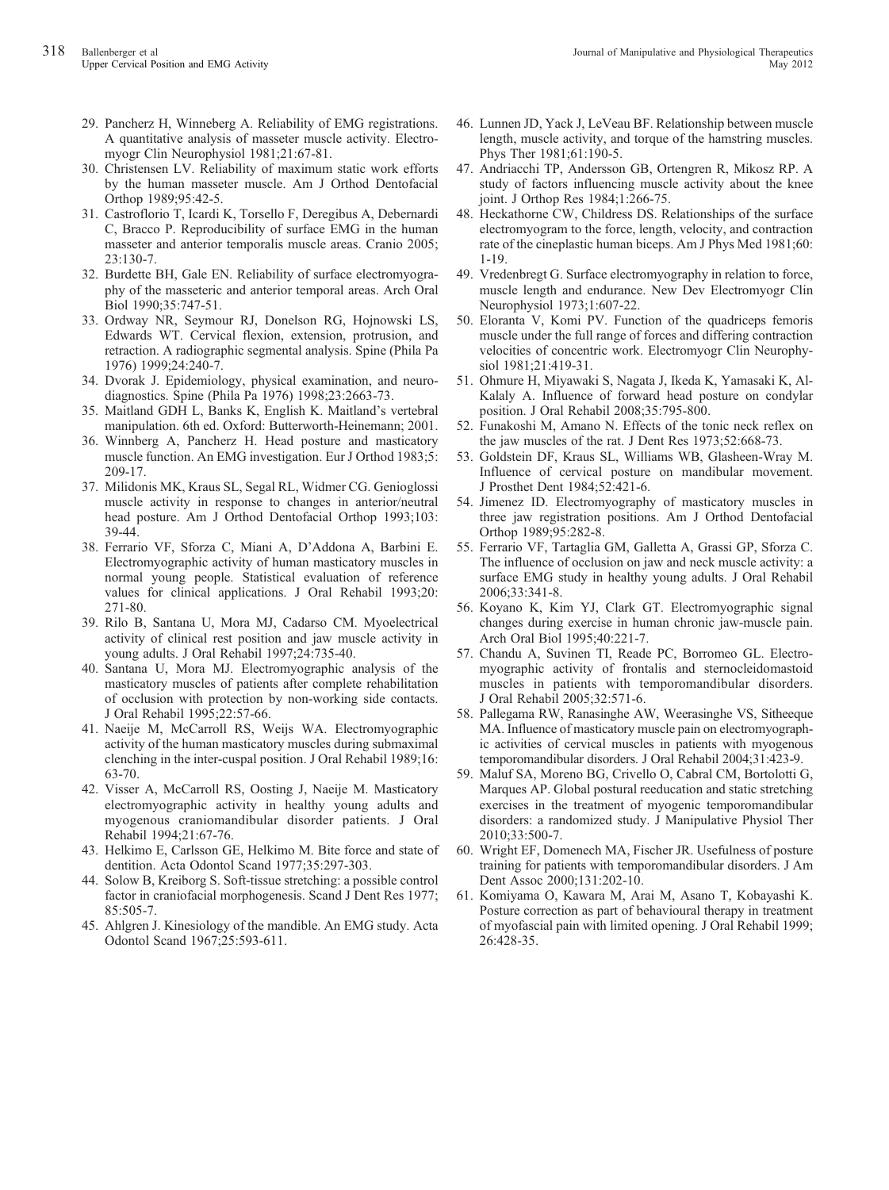29. Pancherz H, Winneberg A. Reliability of EMG registrations. A quantitative analysis of masseter muscle activity. Electromyogr Clin Neurophysiol 1981;21:67-81.
30. Christensen LV. Reliability of maximum static work efforts by the human masseter muscle. Am J Orthod Dentofacial Orthop 1989;95:42-5.
31. Castroflorio T, Icardi K, Torsello F, Deregibus A, Debernardi C, Bracco P. Reproducibility of surface EMG in the human masseter and anterior temporalis muscle areas. Cranio 2005; 23:130-7.
32. Burdette BH, Gale EN. Reliability of surface electromyography of the masseteric and anterior temporal areas. Arch Oral Biol 1990;35:747-51.
33. Ordway NR, Seymour RJ, Donelson RG, Hojnowski LS, Edwards WT. Cervical flexion, extension, protrusion, and retraction. A radiographic segmental analysis. Spine (Phila Pa 1976) 1999;24:240-7.
34. Dvorak J. Epidemiology, physical examination, and neurodiagnostics. Spine (Phila Pa 1976) 1998;23:2663-73.
35. Maitland GDH L, Banks K, English K. Maitland's vertebral manipulation. 6th ed. Oxford: Butterworth-Heinemann; 2001.
36. Winnberg A, Pancherz H. Head posture and masticatory muscle function. An EMG investigation. Eur J Orthod 1983;5: 209-17.
37. Milidonis MK, Kraus SL, Segal RL, Widmer CG. Genioglossi muscle activity in response to changes in anterior/neutral head posture. Am J Orthod Dentofacial Orthop 1993;103: 39-44.
38. Ferrario VF, Sforza C, Miani A, D'Addona A, Barbini E. Electromyographic activity of human masticatory muscles in normal young people. Statistical evaluation of reference values for clinical applications. J Oral Rehabil 1993;20: 271-80.
39. Rilo B, Santana U, Mora MJ, Cadarso CM. Myoelectrical activity of clinical rest position and jaw muscle activity in young adults. J Oral Rehabil 1997;24:735-40.
40. Santana U, Mora MJ. Electromyographic analysis of the masticatory muscles of patients after complete rehabilitation of occlusion with protection by non-working side contacts. J Oral Rehabil 1995;22:57-66.
41. Naeije M, McCarroll RS, Weijs WA. Electromyographic activity of the human masticatory muscles during submaximal clenching in the inter-cuspal position. J Oral Rehabil 1989;16: 63-70.
42. Visser A, McCarroll RS, Oosting J, Naeije M. Masticatory electromyographic activity in healthy young adults and myogenous craniomandibular disorder patients. J Oral Rehabil 1994;21:67-76.
43. Helkimo E, Carlsson GE, Helkimo M. Bite force and state of dentition. Acta Odontol Scand 1977;35:297-303.
44. Solow B, Kreiborg S. Soft-tissue stretching: a possible control factor in craniofacial morphogenesis. Scand J Dent Res 1977; 85:505-7.
45. Ahlgren J. Kinesiology of the mandible. An EMG study. Acta Odontol Scand 1967;25:593-611.
46. Lunnen JD, Yack J, LeVeau BF. Relationship between muscle length, muscle activity, and torque of the hamstring muscles. Phys Ther 1981;61:190-5.
47. Andriacchi TP, Andersson GB, Ortengren R, Mikosz RP. A study of factors influencing muscle activity about the knee joint. J Orthop Res 1984;1:266-75.
48. Heckathorne CW, Childress DS. Relationships of the surface electromyogram to the force, length, velocity, and contraction rate of the cineplastic human biceps. Am J Phys Med 1981;60: 1-19.
49. Vredenbregt G. Surface electromyography in relation to force, muscle length and endurance. New Dev Electromyogr Clin Neurophysiol 1973;1:607-22.
50. Eloranta V, Komi PV. Function of the quadriceps femoris muscle under the full range of forces and differing contraction velocities of concentric work. Electromyogr Clin Neurophysiol 1981;21:419-31.
51. Ohmure H, Miyawaki S, Nagata J, Ikeda K, Yamasaki K, Al-Kalaly A. Influence of forward head posture on condylar position. J Oral Rehabil 2008;35:795-800.
52. Funakoshi M, Amano N. Effects of the tonic neck reflex on the jaw muscles of the rat. J Dent Res 1973;52:668-73.
53. Goldstein DF, Kraus SL, Williams WB, Glasheen-Wray M. Influence of cervical posture on mandibular movement. J Prosthet Dent 1984;52:421-6.
54. Jimenez ID. Electromyography of masticatory muscles in three jaw registration positions. Am J Orthod Dentofacial Orthop 1989;95:282-8.
55. Ferrario VF, Tartaglia GM, Galletta A, Grassi GP, Sforza C. The influence of occlusion on jaw and neck muscle activity: a surface EMG study in healthy young adults. J Oral Rehabil 2006;33:341-8.
56. Koyano K, Kim YJ, Clark GT. Electromyographic signal changes during exercise in human chronic jaw-muscle pain. Arch Oral Biol 1995;40:221-7.
57. Chandu A, Suvinen TI, Reade PC, Borromeo GL. Electromyographic activity of frontalis and sternocleidomastoid muscles in patients with temporomandibular disorders. J Oral Rehabil 2005;32:571-6.
58. Pallegama RW, Ranasinghe AW, Weerasinghe VS, Sitheeque MA. Influence of masticatory muscle pain on electromyographic activities of cervical muscles in patients with myogenous temporomandibular disorders. J Oral Rehabil 2004;31:423-9.
59. Maluf SA, Moreno BG, Crivello O, Cabral CM, Bortolotti G, Marques AP. Global postural reeducation and static stretching exercises in the treatment of myogenic temporomandibular disorders: a randomized study. J Manipulative Physiol Ther 2010;33:500-7.
60. Wright EF, Domenech MA, Fischer JR. Usefulness of posture training for patients with temporomandibular disorders. J Am Dent Assoc 2000;131:202-10.
61. Komiyama O, Kawara M, Arai M, Asano T, Kobayashi K. Posture correction as part of behavioural therapy in treatment of myofascial pain with limited opening. J Oral Rehabil 1999; 26:428-35.